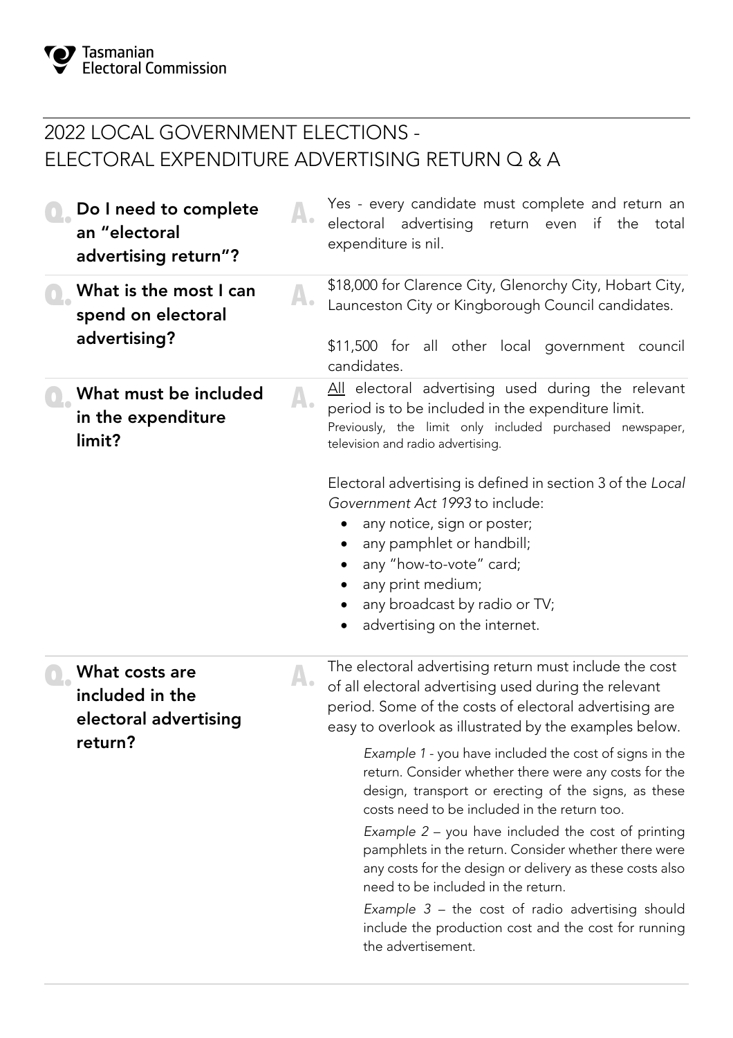Tasmanian Electoral Commission

# 2022 LOCAL GOVERNMENT ELECTIONS - ELECTORAL EXPENDITURE ADVERTISING RETURN Q & A

**Q. Do I need to complete an "electoral advertising return"?**

**A.** Yes - every candidate must complete and return an electoral advertising return even if the total expenditure is nil.

**Q. What is the most I can spend on electoral advertising?**

**A.** $18,000 for Clarence City, Glenorchy City, Hobart City, Launceston City or Kingborough Council candidates.

$11,500 for all other local government council candidates.

**Q. What must be included in the expenditure limit?**

**A.** <u>All</u> electoral advertising used during the relevant period is to be included in the expenditure limit. Previously, the limit only included purchased newspaper, television and radio advertising.

Electoral advertising is defined in section 3 of the *Local Government Act 1993* to include:

- any notice, sign or poster;
- any pamphlet or handbill;
- any "how-to-vote" card;
- any print medium;
- any broadcast by radio or TV;
- advertising on the internet.

**Q. What costs are included in the electoral advertising return?**

**A.** The electoral advertising return must include the cost of all electoral advertising used during the relevant period. Some of the costs of electoral advertising are easy to overlook as illustrated by the examples below.

> *Example 1* - you have included the cost of signs in the return. Consider whether there were any costs for the design, transport or erecting of the signs, as these costs need to be included in the return too.
>
> *Example 2* – you have included the cost of printing pamphlets in the return. Consider whether there were any costs for the design or delivery as these costs also need to be included in the return.
>
> *Example 3* – the cost of radio advertising should include the production cost and the cost for running the advertisement.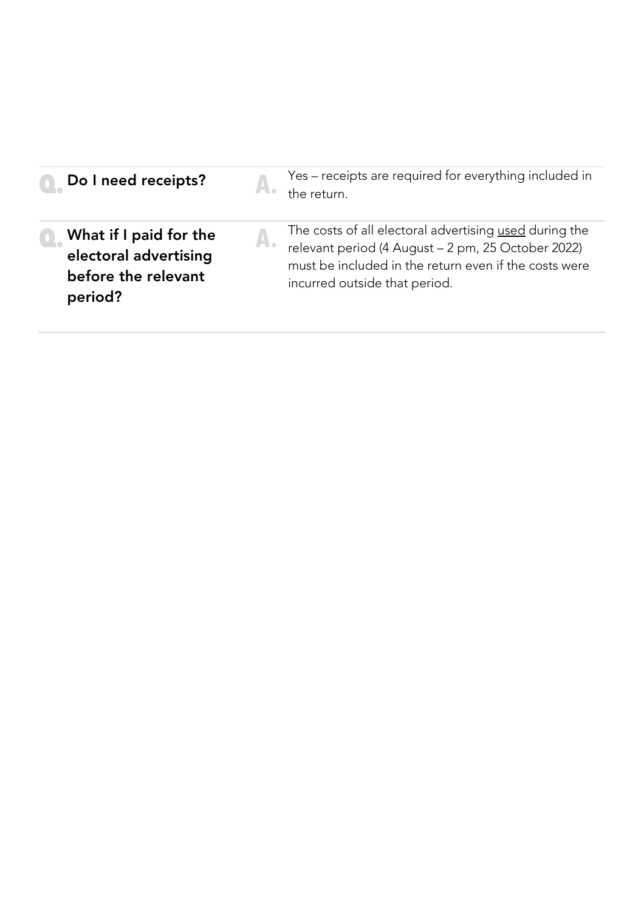**Q. Do I need receipts?**

**A.** Yes – receipts are required for everything included in the return.

**Q. What if I paid for the electoral advertising before the relevant period?**

**A.** The costs of all electoral advertising used during the relevant period (4 August – 2 pm, 25 October 2022) must be included in the return even if the costs were incurred outside that period.